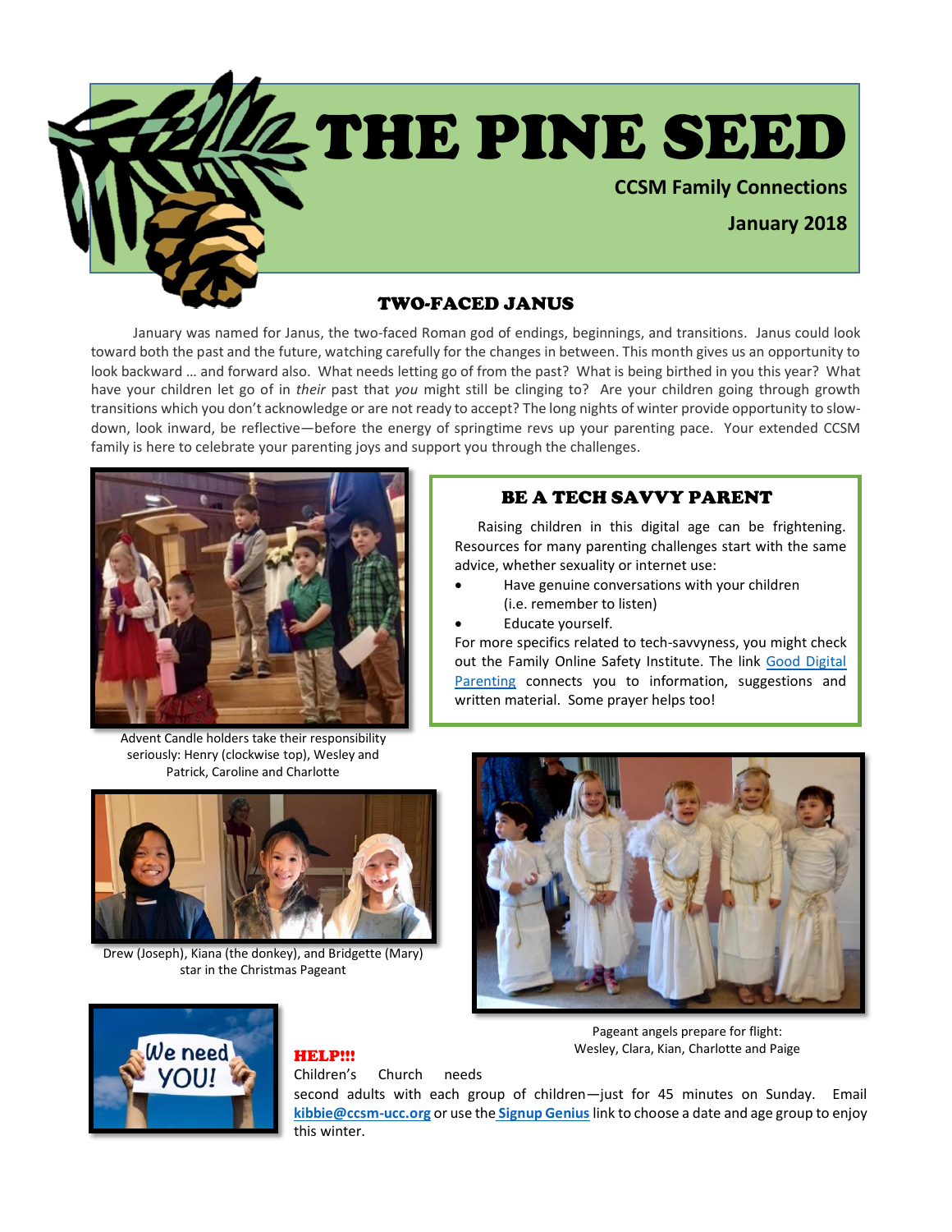# THE PINE SEED

**CCSM Family Connections**

**January 2018**

## TWO-FACED JANUS

January was named for Janus, the two-faced Roman god of endings, beginnings, and transitions. Janus could look toward both the past and the future, watching carefully for the changes in between. This month gives us an opportunity to look backward … and forward also. What needs letting go of from the past? What is being birthed in you this year? What have your children let go of in *their* past that *you* might still be clinging to? Are your children going through growth transitions which you don't acknowledge or are not ready to accept? The long nights of winter provide opportunity to slow-down, look inward, be reflective—before the energy of springtime revs up your parenting pace. Your extended CCSM family is here to celebrate your parenting joys and support you through the challenges.

Advent Candle holders take their responsibility seriously: Henry (clockwise top), Wesley and Patrick, Caroline and Charlotte

## BE A TECH SAVVY PARENT

Raising children in this digital age can be frightening. Resources for many parenting challenges start with the same advice, whether sexuality or internet use:

- Have genuine conversations with your children (i.e. remember to listen)
- Educate yourself.

For more specifics related to tech-savvyness, you might check out the Family Online Safety Institute. The link Good Digital Parenting connects you to information, suggestions and written material. Some prayer helps too!

Drew (Joseph), Kiana (the donkey), and Bridgette (Mary) star in the Christmas Pageant

Pageant angels prepare for flight: Wesley, Clara, Kian, Charlotte and Paige

## HELP!!!

Children's Church needs second adults with each group of children—just for 45 minutes on Sunday. Email **kibbie@ccsm-ucc.org** or use the **Signup Genius** link to choose a date and age group to enjoy this winter.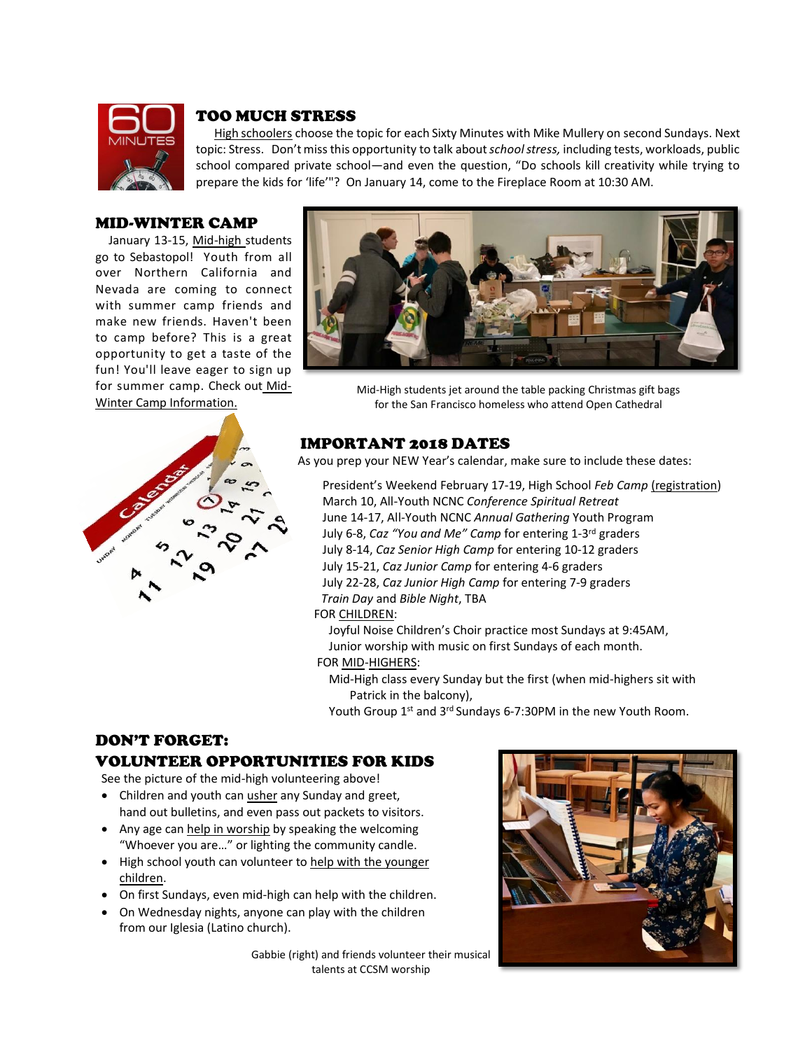## TOO MUCH STRESS

High schoolers choose the topic for each Sixty Minutes with Mike Mullery on second Sundays. Next topic: Stress. Don't miss this opportunity to talk about *school stress,* including tests, workloads, public school compared private school—and even the question, "Do schools kill creativity while trying to prepare the kids for 'life'"? On January 14, come to the Fireplace Room at 10:30 AM.

## MID-WINTER CAMP

January 13-15, Mid-high students go to Sebastopol! Youth from all over Northern California and Nevada are coming to connect with summer camp friends and make new friends. Haven't been to camp before? This is a great opportunity to get a taste of the fun! You'll leave eager to sign up for summer camp. Check out Mid-Winter Camp Information.

Mid-High students jet around the table packing Christmas gift bags for the San Francisco homeless who attend Open Cathedral

## IMPORTANT 2018 DATES

As you prep your NEW Year's calendar, make sure to include these dates:

President's Weekend February 17-19, High School *Feb Camp* (registration)
March 10, All-Youth NCNC *Conference Spiritual Retreat*
June 14-17, All-Youth NCNC *Annual Gathering* Youth Program
July 6-8, *Caz "You and Me" Camp* for entering 1-3rd graders
July 8-14, *Caz Senior High Camp* for entering 10-12 graders
July 15-21, *Caz Junior Camp* for entering 4-6 graders
July 22-28, *Caz Junior High Camp* for entering 7-9 graders
*Train Day* and *Bible Night*, TBA

FOR CHILDREN:

Joyful Noise Children's Choir practice most Sundays at 9:45AM,
Junior worship with music on first Sundays of each month.

FOR MID-HIGHERS:

Mid-High class every Sunday but the first (when mid-highers sit with Patrick in the balcony),
Youth Group 1st and 3rd Sundays 6-7:30PM in the new Youth Room.

## DON'T FORGET: VOLUNTEER OPPORTUNITIES FOR KIDS

See the picture of the mid-high volunteering above!

- Children and youth can usher any Sunday and greet, hand out bulletins, and even pass out packets to visitors.
- Any age can help in worship by speaking the welcoming "Whoever you are…" or lighting the community candle.
- High school youth can volunteer to help with the younger children.
- On first Sundays, even mid-high can help with the children.
- On Wednesday nights, anyone can play with the children from our Iglesia (Latino church).

Gabbie (right) and friends volunteer their musical talents at CCSM worship